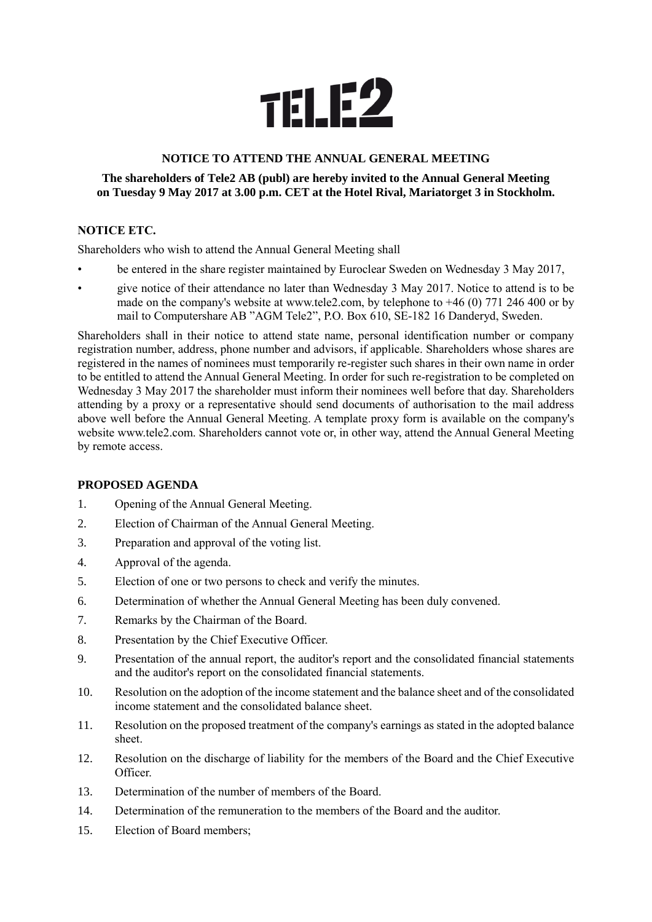TELE2

## NOTICE TO ATTEND THE ANNUAL GENERAL MEETING

**The shareholders of Tele2 AB (publ) are hereby invited to the Annual General Meeting on Tuesday 9 May 2017 at 3.00 p.m. CET at the Hotel Rival, Mariatorget 3 in Stockholm.**

### NOTICE ETC.

Shareholders who wish to attend the Annual General Meeting shall

- be entered in the share register maintained by Euroclear Sweden on Wednesday 3 May 2017,
- give notice of their attendance no later than Wednesday 3 May 2017. Notice to attend is to be made on the company's website at www.tele2.com, by telephone to +46 (0) 771 246 400 or by mail to Computershare AB "AGM Tele2", P.O. Box 610, SE-182 16 Danderyd, Sweden.

Shareholders shall in their notice to attend state name, personal identification number or company registration number, address, phone number and advisors, if applicable. Shareholders whose shares are registered in the names of nominees must temporarily re-register such shares in their own name in order to be entitled to attend the Annual General Meeting. In order for such re-registration to be completed on Wednesday 3 May 2017 the shareholder must inform their nominees well before that day. Shareholders attending by a proxy or a representative should send documents of authorisation to the mail address above well before the Annual General Meeting. A template proxy form is available on the company's website www.tele2.com. Shareholders cannot vote or, in other way, attend the Annual General Meeting by remote access.

### PROPOSED AGENDA

1. Opening of the Annual General Meeting.
2. Election of Chairman of the Annual General Meeting.
3. Preparation and approval of the voting list.
4. Approval of the agenda.
5. Election of one or two persons to check and verify the minutes.
6. Determination of whether the Annual General Meeting has been duly convened.
7. Remarks by the Chairman of the Board.
8. Presentation by the Chief Executive Officer.
9. Presentation of the annual report, the auditor's report and the consolidated financial statements and the auditor's report on the consolidated financial statements.
10. Resolution on the adoption of the income statement and the balance sheet and of the consolidated income statement and the consolidated balance sheet.
11. Resolution on the proposed treatment of the company's earnings as stated in the adopted balance sheet.
12. Resolution on the discharge of liability for the members of the Board and the Chief Executive Officer.
13. Determination of the number of members of the Board.
14. Determination of the remuneration to the members of the Board and the auditor.
15. Election of Board members;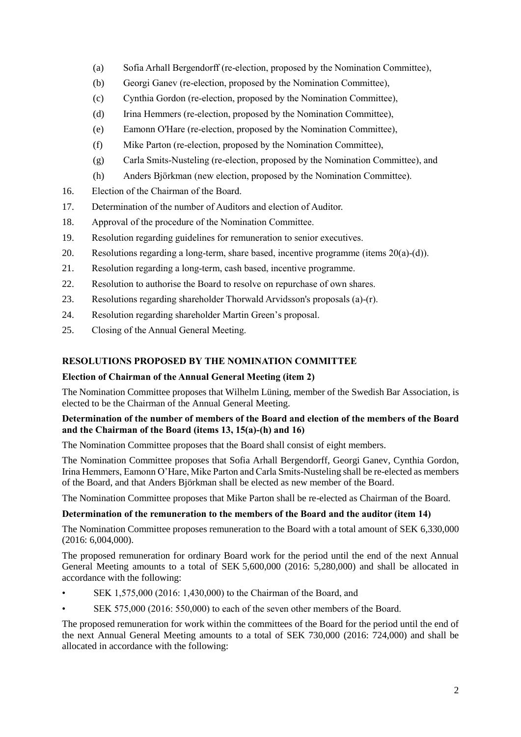(a) Sofia Arhall Bergendorff (re-election, proposed by the Nomination Committee),

(b) Georgi Ganev (re-election, proposed by the Nomination Committee),

(c) Cynthia Gordon (re-election, proposed by the Nomination Committee),

(d) Irina Hemmers (re-election, proposed by the Nomination Committee),

(e) Eamonn O'Hare (re-election, proposed by the Nomination Committee),

(f) Mike Parton (re-election, proposed by the Nomination Committee),

(g) Carla Smits-Nusteling (re-election, proposed by the Nomination Committee), and

(h) Anders Björkman (new election, proposed by the Nomination Committee).

16. Election of the Chairman of the Board.
17. Determination of the number of Auditors and election of Auditor.
18. Approval of the procedure of the Nomination Committee.
19. Resolution regarding guidelines for remuneration to senior executives.
20. Resolutions regarding a long-term, share based, incentive programme (items 20(a)-(d)).
21. Resolution regarding a long-term, cash based, incentive programme.
22. Resolution to authorise the Board to resolve on repurchase of own shares.
23. Resolutions regarding shareholder Thorwald Arvidsson's proposals (a)-(r).
24. Resolution regarding shareholder Martin Green's proposal.
25. Closing of the Annual General Meeting.

## RESOLUTIONS PROPOSED BY THE NOMINATION COMMITTEE

### Election of Chairman of the Annual General Meeting (item 2)

The Nomination Committee proposes that Wilhelm Lüning, member of the Swedish Bar Association, is elected to be the Chairman of the Annual General Meeting.

### Determination of the number of members of the Board and election of the members of the Board and the Chairman of the Board (items 13, 15(a)-(h) and 16)

The Nomination Committee proposes that the Board shall consist of eight members.

The Nomination Committee proposes that Sofia Arhall Bergendorff, Georgi Ganev, Cynthia Gordon, Irina Hemmers, Eamonn O'Hare, Mike Parton and Carla Smits-Nusteling shall be re-elected as members of the Board, and that Anders Björkman shall be elected as new member of the Board.

The Nomination Committee proposes that Mike Parton shall be re-elected as Chairman of the Board.

### Determination of the remuneration to the members of the Board and the auditor (item 14)

The Nomination Committee proposes remuneration to the Board with a total amount of SEK 6,330,000 (2016: 6,004,000).

The proposed remuneration for ordinary Board work for the period until the end of the next Annual General Meeting amounts to a total of SEK 5,600,000 (2016: 5,280,000) and shall be allocated in accordance with the following:

- SEK 1,575,000 (2016: 1,430,000) to the Chairman of the Board, and
- SEK 575,000 (2016: 550,000) to each of the seven other members of the Board.

The proposed remuneration for work within the committees of the Board for the period until the end of the next Annual General Meeting amounts to a total of SEK 730,000 (2016: 724,000) and shall be allocated in accordance with the following: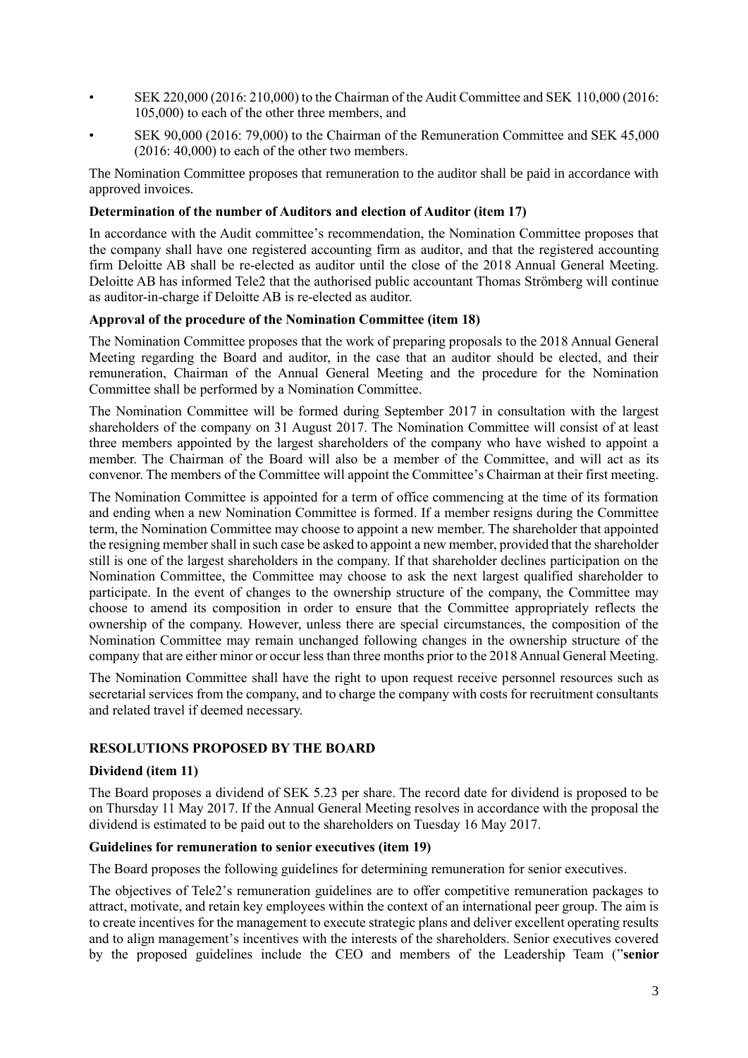- SEK 220,000 (2016: 210,000) to the Chairman of the Audit Committee and SEK 110,000 (2016: 105,000) to each of the other three members, and
- SEK 90,000 (2016: 79,000) to the Chairman of the Remuneration Committee and SEK 45,000 (2016: 40,000) to each of the other two members.

The Nomination Committee proposes that remuneration to the auditor shall be paid in accordance with approved invoices.

**Determination of the number of Auditors and election of Auditor (item 17)**

In accordance with the Audit committee's recommendation, the Nomination Committee proposes that the company shall have one registered accounting firm as auditor, and that the registered accounting firm Deloitte AB shall be re-elected as auditor until the close of the 2018 Annual General Meeting. Deloitte AB has informed Tele2 that the authorised public accountant Thomas Strömberg will continue as auditor-in-charge if Deloitte AB is re-elected as auditor.

**Approval of the procedure of the Nomination Committee (item 18)**

The Nomination Committee proposes that the work of preparing proposals to the 2018 Annual General Meeting regarding the Board and auditor, in the case that an auditor should be elected, and their remuneration, Chairman of the Annual General Meeting and the procedure for the Nomination Committee shall be performed by a Nomination Committee.

The Nomination Committee will be formed during September 2017 in consultation with the largest shareholders of the company on 31 August 2017. The Nomination Committee will consist of at least three members appointed by the largest shareholders of the company who have wished to appoint a member. The Chairman of the Board will also be a member of the Committee, and will act as its convenor. The members of the Committee will appoint the Committee's Chairman at their first meeting.

The Nomination Committee is appointed for a term of office commencing at the time of its formation and ending when a new Nomination Committee is formed. If a member resigns during the Committee term, the Nomination Committee may choose to appoint a new member. The shareholder that appointed the resigning member shall in such case be asked to appoint a new member, provided that the shareholder still is one of the largest shareholders in the company. If that shareholder declines participation on the Nomination Committee, the Committee may choose to ask the next largest qualified shareholder to participate. In the event of changes to the ownership structure of the company, the Committee may choose to amend its composition in order to ensure that the Committee appropriately reflects the ownership of the company. However, unless there are special circumstances, the composition of the Nomination Committee may remain unchanged following changes in the ownership structure of the company that are either minor or occur less than three months prior to the 2018 Annual General Meeting.

The Nomination Committee shall have the right to upon request receive personnel resources such as secretarial services from the company, and to charge the company with costs for recruitment consultants and related travel if deemed necessary.

## RESOLUTIONS PROPOSED BY THE BOARD

**Dividend (item 11)**

The Board proposes a dividend of SEK 5.23 per share. The record date for dividend is proposed to be on Thursday 11 May 2017. If the Annual General Meeting resolves in accordance with the proposal the dividend is estimated to be paid out to the shareholders on Tuesday 16 May 2017.

**Guidelines for remuneration to senior executives (item 19)**

The Board proposes the following guidelines for determining remuneration for senior executives.

The objectives of Tele2's remuneration guidelines are to offer competitive remuneration packages to attract, motivate, and retain key employees within the context of an international peer group. The aim is to create incentives for the management to execute strategic plans and deliver excellent operating results and to align management's incentives with the interests of the shareholders. Senior executives covered by the proposed guidelines include the CEO and members of the Leadership Team ("**senior**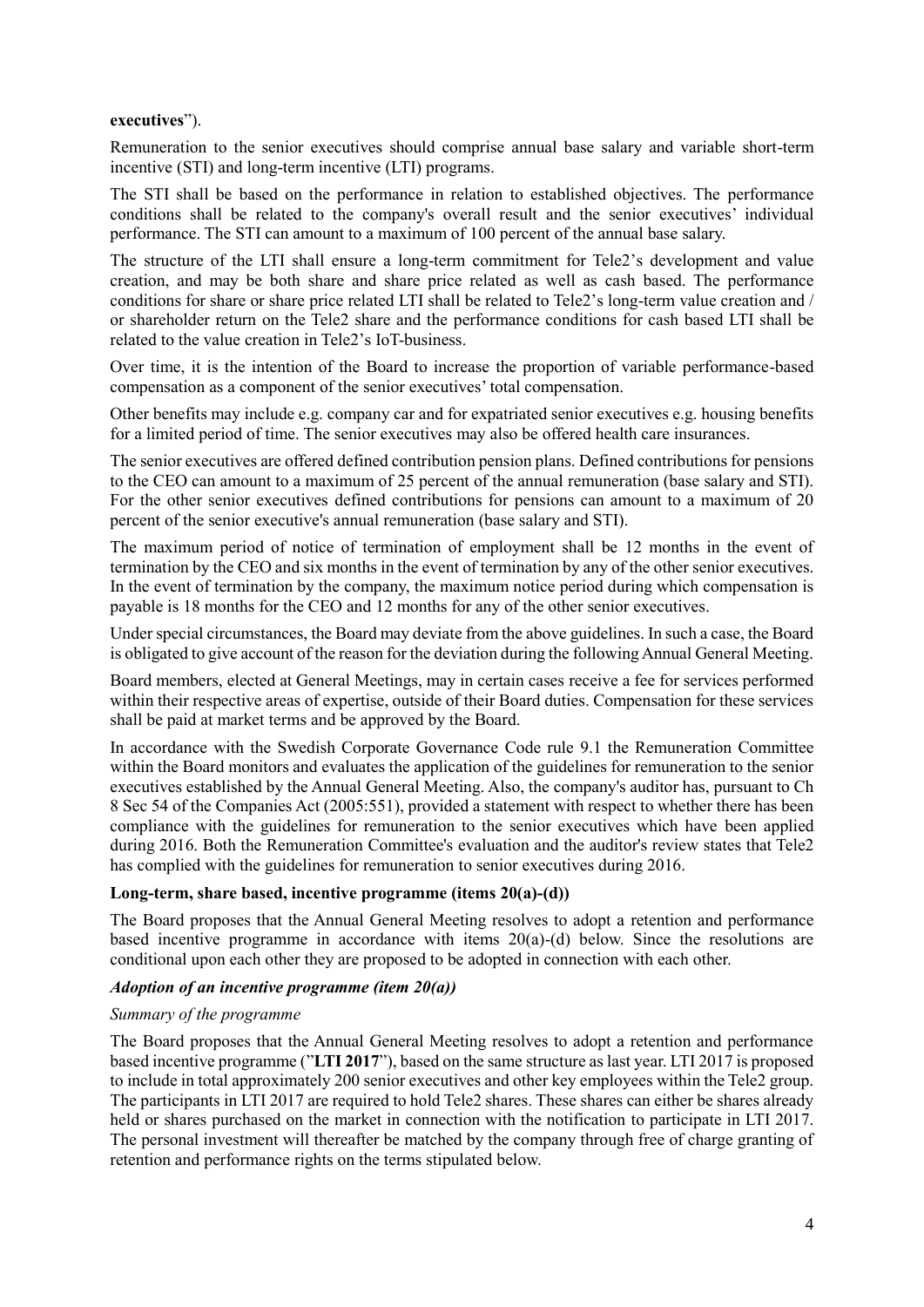**executives**").

Remuneration to the senior executives should comprise annual base salary and variable short-term incentive (STI) and long-term incentive (LTI) programs.

The STI shall be based on the performance in relation to established objectives. The performance conditions shall be related to the company's overall result and the senior executives' individual performance. The STI can amount to a maximum of 100 percent of the annual base salary.

The structure of the LTI shall ensure a long-term commitment for Tele2's development and value creation, and may be both share and share price related as well as cash based. The performance conditions for share or share price related LTI shall be related to Tele2's long-term value creation and / or shareholder return on the Tele2 share and the performance conditions for cash based LTI shall be related to the value creation in Tele2's IoT-business.

Over time, it is the intention of the Board to increase the proportion of variable performance-based compensation as a component of the senior executives' total compensation.

Other benefits may include e.g. company car and for expatriated senior executives e.g. housing benefits for a limited period of time. The senior executives may also be offered health care insurances.

The senior executives are offered defined contribution pension plans. Defined contributions for pensions to the CEO can amount to a maximum of 25 percent of the annual remuneration (base salary and STI). For the other senior executives defined contributions for pensions can amount to a maximum of 20 percent of the senior executive's annual remuneration (base salary and STI).

The maximum period of notice of termination of employment shall be 12 months in the event of termination by the CEO and six months in the event of termination by any of the other senior executives. In the event of termination by the company, the maximum notice period during which compensation is payable is 18 months for the CEO and 12 months for any of the other senior executives.

Under special circumstances, the Board may deviate from the above guidelines. In such a case, the Board is obligated to give account of the reason for the deviation during the following Annual General Meeting.

Board members, elected at General Meetings, may in certain cases receive a fee for services performed within their respective areas of expertise, outside of their Board duties. Compensation for these services shall be paid at market terms and be approved by the Board.

In accordance with the Swedish Corporate Governance Code rule 9.1 the Remuneration Committee within the Board monitors and evaluates the application of the guidelines for remuneration to the senior executives established by the Annual General Meeting. Also, the company's auditor has, pursuant to Ch 8 Sec 54 of the Companies Act (2005:551), provided a statement with respect to whether there has been compliance with the guidelines for remuneration to the senior executives which have been applied during 2016. Both the Remuneration Committee's evaluation and the auditor's review states that Tele2 has complied with the guidelines for remuneration to senior executives during 2016.

**Long-term, share based, incentive programme (items 20(a)-(d))**

The Board proposes that the Annual General Meeting resolves to adopt a retention and performance based incentive programme in accordance with items 20(a)-(d) below. Since the resolutions are conditional upon each other they are proposed to be adopted in connection with each other.

***Adoption of an incentive programme (item 20(a))***

*Summary of the programme*

The Board proposes that the Annual General Meeting resolves to adopt a retention and performance based incentive programme ("**LTI 2017**"), based on the same structure as last year. LTI 2017 is proposed to include in total approximately 200 senior executives and other key employees within the Tele2 group. The participants in LTI 2017 are required to hold Tele2 shares. These shares can either be shares already held or shares purchased on the market in connection with the notification to participate in LTI 2017. The personal investment will thereafter be matched by the company through free of charge granting of retention and performance rights on the terms stipulated below.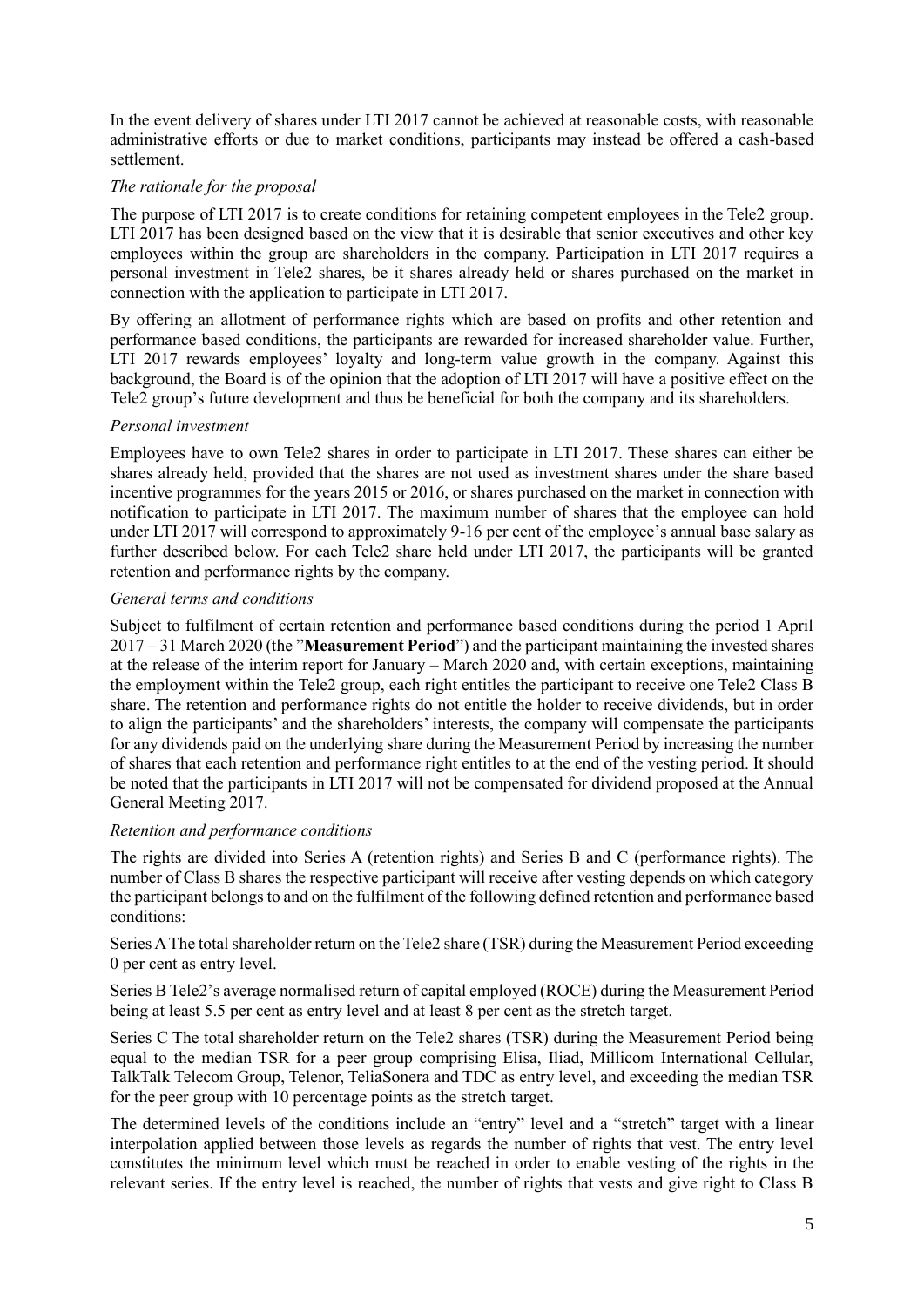In the event delivery of shares under LTI 2017 cannot be achieved at reasonable costs, with reasonable administrative efforts or due to market conditions, participants may instead be offered a cash-based settlement.

*The rationale for the proposal*

The purpose of LTI 2017 is to create conditions for retaining competent employees in the Tele2 group. LTI 2017 has been designed based on the view that it is desirable that senior executives and other key employees within the group are shareholders in the company. Participation in LTI 2017 requires a personal investment in Tele2 shares, be it shares already held or shares purchased on the market in connection with the application to participate in LTI 2017.

By offering an allotment of performance rights which are based on profits and other retention and performance based conditions, the participants are rewarded for increased shareholder value. Further, LTI 2017 rewards employees' loyalty and long-term value growth in the company. Against this background, the Board is of the opinion that the adoption of LTI 2017 will have a positive effect on the Tele2 group's future development and thus be beneficial for both the company and its shareholders.

*Personal investment*

Employees have to own Tele2 shares in order to participate in LTI 2017. These shares can either be shares already held, provided that the shares are not used as investment shares under the share based incentive programmes for the years 2015 or 2016, or shares purchased on the market in connection with notification to participate in LTI 2017. The maximum number of shares that the employee can hold under LTI 2017 will correspond to approximately 9-16 per cent of the employee's annual base salary as further described below. For each Tele2 share held under LTI 2017, the participants will be granted retention and performance rights by the company.

*General terms and conditions*

Subject to fulfilment of certain retention and performance based conditions during the period 1 April 2017 – 31 March 2020 (the "**Measurement Period**") and the participant maintaining the invested shares at the release of the interim report for January – March 2020 and, with certain exceptions, maintaining the employment within the Tele2 group, each right entitles the participant to receive one Tele2 Class B share. The retention and performance rights do not entitle the holder to receive dividends, but in order to align the participants' and the shareholders' interests, the company will compensate the participants for any dividends paid on the underlying share during the Measurement Period by increasing the number of shares that each retention and performance right entitles to at the end of the vesting period. It should be noted that the participants in LTI 2017 will not be compensated for dividend proposed at the Annual General Meeting 2017.

*Retention and performance conditions*

The rights are divided into Series A (retention rights) and Series B and C (performance rights). The number of Class B shares the respective participant will receive after vesting depends on which category the participant belongs to and on the fulfilment of the following defined retention and performance based conditions:

Series A The total shareholder return on the Tele2 share (TSR) during the Measurement Period exceeding 0 per cent as entry level.

Series B Tele2's average normalised return of capital employed (ROCE) during the Measurement Period being at least 5.5 per cent as entry level and at least 8 per cent as the stretch target.

Series C The total shareholder return on the Tele2 shares (TSR) during the Measurement Period being equal to the median TSR for a peer group comprising Elisa, Iliad, Millicom International Cellular, TalkTalk Telecom Group, Telenor, TeliaSonera and TDC as entry level, and exceeding the median TSR for the peer group with 10 percentage points as the stretch target.

The determined levels of the conditions include an "entry" level and a "stretch" target with a linear interpolation applied between those levels as regards the number of rights that vest. The entry level constitutes the minimum level which must be reached in order to enable vesting of the rights in the relevant series. If the entry level is reached, the number of rights that vests and give right to Class B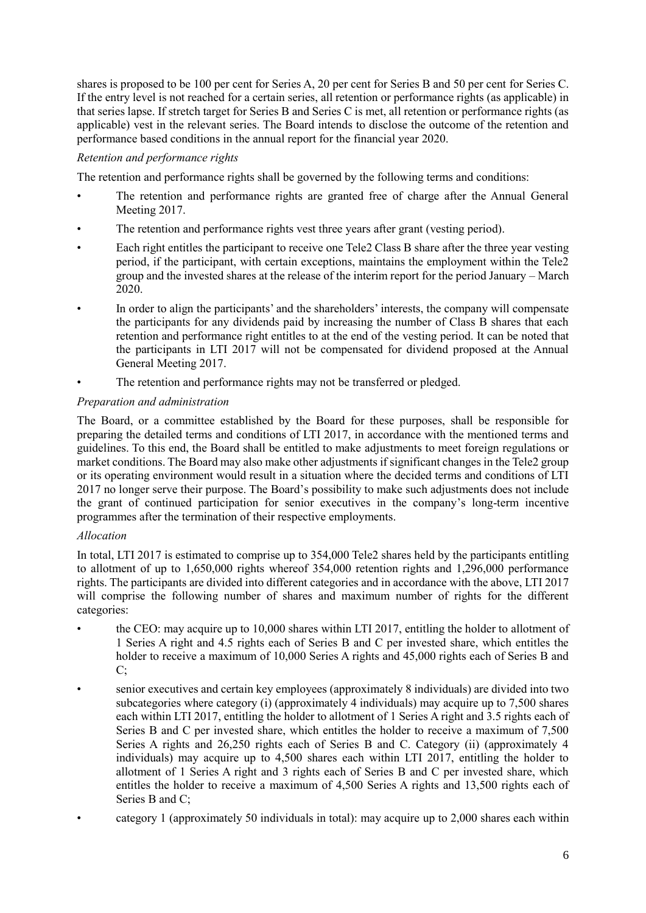shares is proposed to be 100 per cent for Series A, 20 per cent for Series B and 50 per cent for Series C. If the entry level is not reached for a certain series, all retention or performance rights (as applicable) in that series lapse. If stretch target for Series B and Series C is met, all retention or performance rights (as applicable) vest in the relevant series. The Board intends to disclose the outcome of the retention and performance based conditions in the annual report for the financial year 2020.

*Retention and performance rights*

The retention and performance rights shall be governed by the following terms and conditions:

- The retention and performance rights are granted free of charge after the Annual General Meeting 2017.
- The retention and performance rights vest three years after grant (vesting period).
- Each right entitles the participant to receive one Tele2 Class B share after the three year vesting period, if the participant, with certain exceptions, maintains the employment within the Tele2 group and the invested shares at the release of the interim report for the period January – March 2020.
- In order to align the participants' and the shareholders' interests, the company will compensate the participants for any dividends paid by increasing the number of Class B shares that each retention and performance right entitles to at the end of the vesting period. It can be noted that the participants in LTI 2017 will not be compensated for dividend proposed at the Annual General Meeting 2017.
- The retention and performance rights may not be transferred or pledged.

*Preparation and administration*

The Board, or a committee established by the Board for these purposes, shall be responsible for preparing the detailed terms and conditions of LTI 2017, in accordance with the mentioned terms and guidelines. To this end, the Board shall be entitled to make adjustments to meet foreign regulations or market conditions. The Board may also make other adjustments if significant changes in the Tele2 group or its operating environment would result in a situation where the decided terms and conditions of LTI 2017 no longer serve their purpose. The Board's possibility to make such adjustments does not include the grant of continued participation for senior executives in the company's long-term incentive programmes after the termination of their respective employments.

*Allocation*

In total, LTI 2017 is estimated to comprise up to 354,000 Tele2 shares held by the participants entitling to allotment of up to 1,650,000 rights whereof 354,000 retention rights and 1,296,000 performance rights. The participants are divided into different categories and in accordance with the above, LTI 2017 will comprise the following number of shares and maximum number of rights for the different categories:

- the CEO: may acquire up to 10,000 shares within LTI 2017, entitling the holder to allotment of 1 Series A right and 4.5 rights each of Series B and C per invested share, which entitles the holder to receive a maximum of 10,000 Series A rights and 45,000 rights each of Series B and C;
- senior executives and certain key employees (approximately 8 individuals) are divided into two subcategories where category (i) (approximately 4 individuals) may acquire up to 7,500 shares each within LTI 2017, entitling the holder to allotment of 1 Series A right and 3.5 rights each of Series B and C per invested share, which entitles the holder to receive a maximum of 7,500 Series A rights and 26,250 rights each of Series B and C. Category (ii) (approximately 4 individuals) may acquire up to 4,500 shares each within LTI 2017, entitling the holder to allotment of 1 Series A right and 3 rights each of Series B and C per invested share, which entitles the holder to receive a maximum of 4,500 Series A rights and 13,500 rights each of Series B and C;
- category 1 (approximately 50 individuals in total): may acquire up to 2,000 shares each within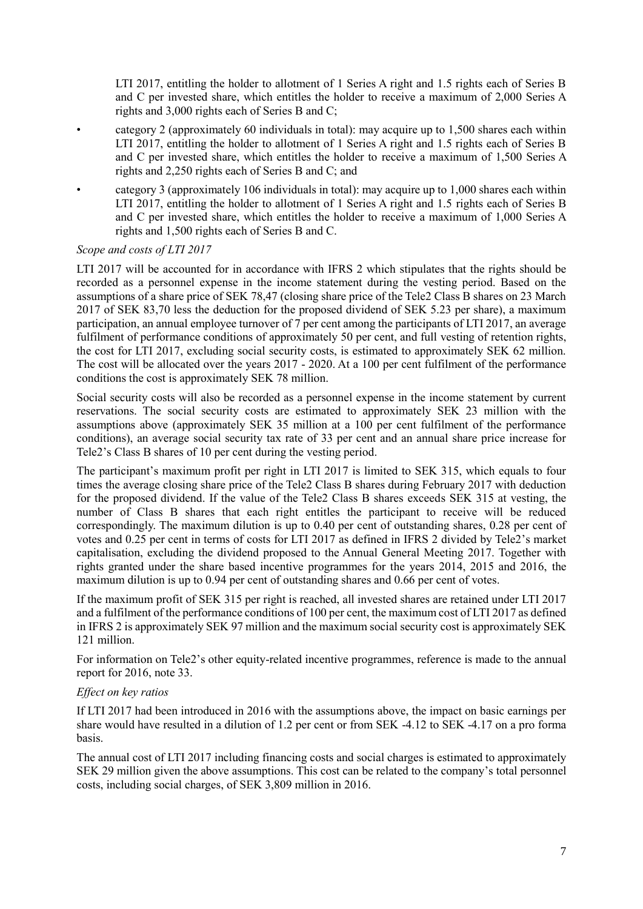LTI 2017, entitling the holder to allotment of 1 Series A right and 1.5 rights each of Series B and C per invested share, which entitles the holder to receive a maximum of 2,000 Series A rights and 3,000 rights each of Series B and C;

- category 2 (approximately 60 individuals in total): may acquire up to 1,500 shares each within LTI 2017, entitling the holder to allotment of 1 Series A right and 1.5 rights each of Series B and C per invested share, which entitles the holder to receive a maximum of 1,500 Series A rights and 2,250 rights each of Series B and C; and
- category 3 (approximately 106 individuals in total): may acquire up to 1,000 shares each within LTI 2017, entitling the holder to allotment of 1 Series A right and 1.5 rights each of Series B and C per invested share, which entitles the holder to receive a maximum of 1,000 Series A rights and 1,500 rights each of Series B and C.

*Scope and costs of LTI 2017*

LTI 2017 will be accounted for in accordance with IFRS 2 which stipulates that the rights should be recorded as a personnel expense in the income statement during the vesting period. Based on the assumptions of a share price of SEK 78,47 (closing share price of the Tele2 Class B shares on 23 March 2017 of SEK 83,70 less the deduction for the proposed dividend of SEK 5.23 per share), a maximum participation, an annual employee turnover of 7 per cent among the participants of LTI 2017, an average fulfilment of performance conditions of approximately 50 per cent, and full vesting of retention rights, the cost for LTI 2017, excluding social security costs, is estimated to approximately SEK 62 million. The cost will be allocated over the years 2017 - 2020. At a 100 per cent fulfilment of the performance conditions the cost is approximately SEK 78 million.

Social security costs will also be recorded as a personnel expense in the income statement by current reservations. The social security costs are estimated to approximately SEK 23 million with the assumptions above (approximately SEK 35 million at a 100 per cent fulfilment of the performance conditions), an average social security tax rate of 33 per cent and an annual share price increase for Tele2's Class B shares of 10 per cent during the vesting period.

The participant's maximum profit per right in LTI 2017 is limited to SEK 315, which equals to four times the average closing share price of the Tele2 Class B shares during February 2017 with deduction for the proposed dividend. If the value of the Tele2 Class B shares exceeds SEK 315 at vesting, the number of Class B shares that each right entitles the participant to receive will be reduced correspondingly. The maximum dilution is up to 0.40 per cent of outstanding shares, 0.28 per cent of votes and 0.25 per cent in terms of costs for LTI 2017 as defined in IFRS 2 divided by Tele2's market capitalisation, excluding the dividend proposed to the Annual General Meeting 2017. Together with rights granted under the share based incentive programmes for the years 2014, 2015 and 2016, the maximum dilution is up to 0.94 per cent of outstanding shares and 0.66 per cent of votes.

If the maximum profit of SEK 315 per right is reached, all invested shares are retained under LTI 2017 and a fulfilment of the performance conditions of 100 per cent, the maximum cost of LTI 2017 as defined in IFRS 2 is approximately SEK 97 million and the maximum social security cost is approximately SEK 121 million.

For information on Tele2's other equity-related incentive programmes, reference is made to the annual report for 2016, note 33.

*Effect on key ratios*

If LTI 2017 had been introduced in 2016 with the assumptions above, the impact on basic earnings per share would have resulted in a dilution of 1.2 per cent or from SEK -4.12 to SEK -4.17 on a pro forma basis.

The annual cost of LTI 2017 including financing costs and social charges is estimated to approximately SEK 29 million given the above assumptions. This cost can be related to the company's total personnel costs, including social charges, of SEK 3,809 million in 2016.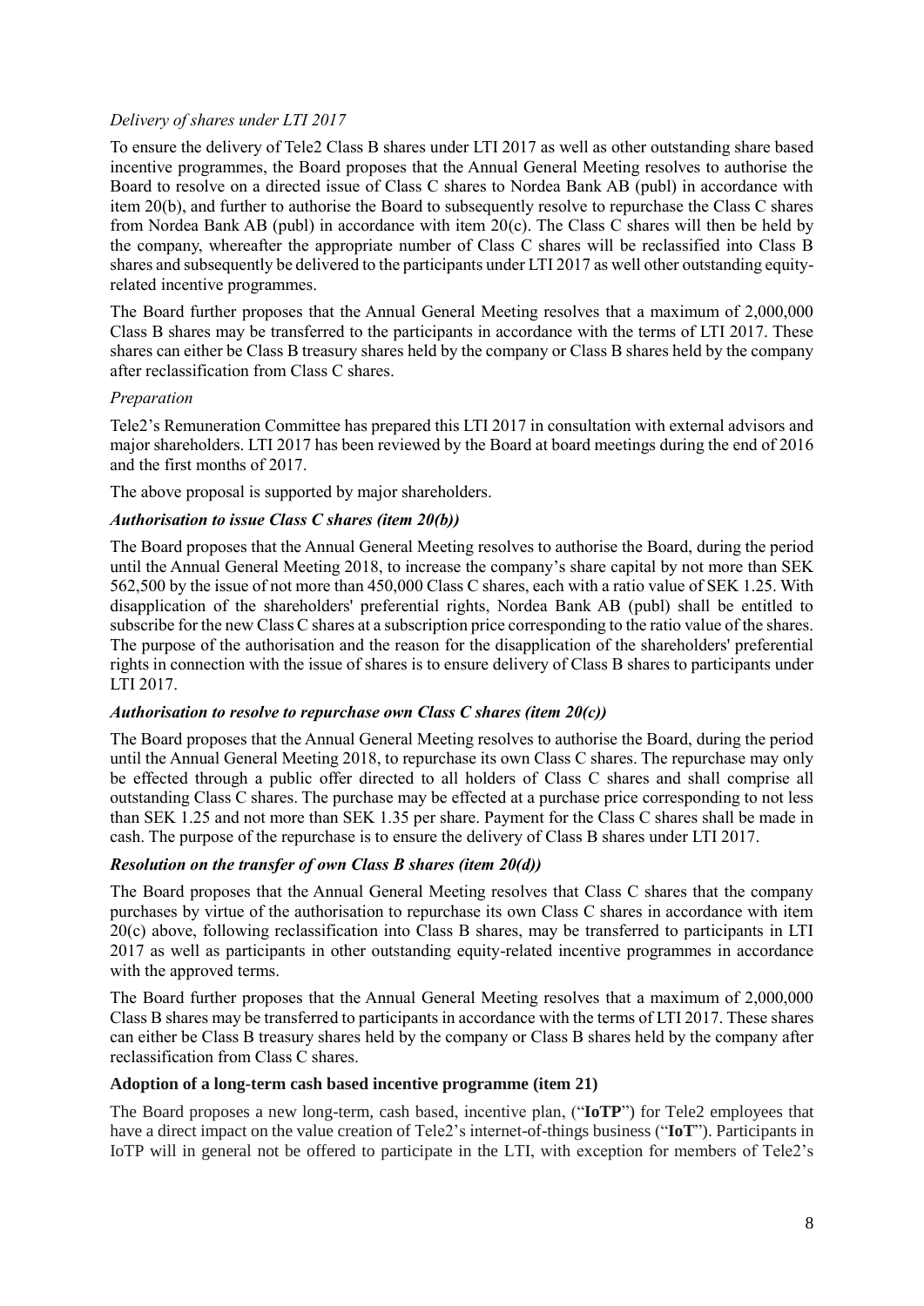*Delivery of shares under LTI 2017*

To ensure the delivery of Tele2 Class B shares under LTI 2017 as well as other outstanding share based incentive programmes, the Board proposes that the Annual General Meeting resolves to authorise the Board to resolve on a directed issue of Class C shares to Nordea Bank AB (publ) in accordance with item 20(b), and further to authorise the Board to subsequently resolve to repurchase the Class C shares from Nordea Bank AB (publ) in accordance with item 20(c). The Class C shares will then be held by the company, whereafter the appropriate number of Class C shares will be reclassified into Class B shares and subsequently be delivered to the participants under LTI 2017 as well other outstanding equity-related incentive programmes.

The Board further proposes that the Annual General Meeting resolves that a maximum of 2,000,000 Class B shares may be transferred to the participants in accordance with the terms of LTI 2017. These shares can either be Class B treasury shares held by the company or Class B shares held by the company after reclassification from Class C shares.

*Preparation*

Tele2's Remuneration Committee has prepared this LTI 2017 in consultation with external advisors and major shareholders. LTI 2017 has been reviewed by the Board at board meetings during the end of 2016 and the first months of 2017.

The above proposal is supported by major shareholders.

***Authorisation to issue Class C shares (item 20(b))***

The Board proposes that the Annual General Meeting resolves to authorise the Board, during the period until the Annual General Meeting 2018, to increase the company's share capital by not more than SEK 562,500 by the issue of not more than 450,000 Class C shares, each with a ratio value of SEK 1.25. With disapplication of the shareholders' preferential rights, Nordea Bank AB (publ) shall be entitled to subscribe for the new Class C shares at a subscription price corresponding to the ratio value of the shares. The purpose of the authorisation and the reason for the disapplication of the shareholders' preferential rights in connection with the issue of shares is to ensure delivery of Class B shares to participants under LTI 2017.

***Authorisation to resolve to repurchase own Class C shares (item 20(c))***

The Board proposes that the Annual General Meeting resolves to authorise the Board, during the period until the Annual General Meeting 2018, to repurchase its own Class C shares. The repurchase may only be effected through a public offer directed to all holders of Class C shares and shall comprise all outstanding Class C shares. The purchase may be effected at a purchase price corresponding to not less than SEK 1.25 and not more than SEK 1.35 per share. Payment for the Class C shares shall be made in cash. The purpose of the repurchase is to ensure the delivery of Class B shares under LTI 2017.

***Resolution on the transfer of own Class B shares (item 20(d))***

The Board proposes that the Annual General Meeting resolves that Class C shares that the company purchases by virtue of the authorisation to repurchase its own Class C shares in accordance with item 20(c) above, following reclassification into Class B shares, may be transferred to participants in LTI 2017 as well as participants in other outstanding equity-related incentive programmes in accordance with the approved terms.

The Board further proposes that the Annual General Meeting resolves that a maximum of 2,000,000 Class B shares may be transferred to participants in accordance with the terms of LTI 2017. These shares can either be Class B treasury shares held by the company or Class B shares held by the company after reclassification from Class C shares.

**Adoption of a long-term cash based incentive programme (item 21)**

The Board proposes a new long-term, cash based, incentive plan, ("**IoTP**") for Tele2 employees that have a direct impact on the value creation of Tele2's internet-of-things business ("**IoT**"). Participants in IoTP will in general not be offered to participate in the LTI, with exception for members of Tele2's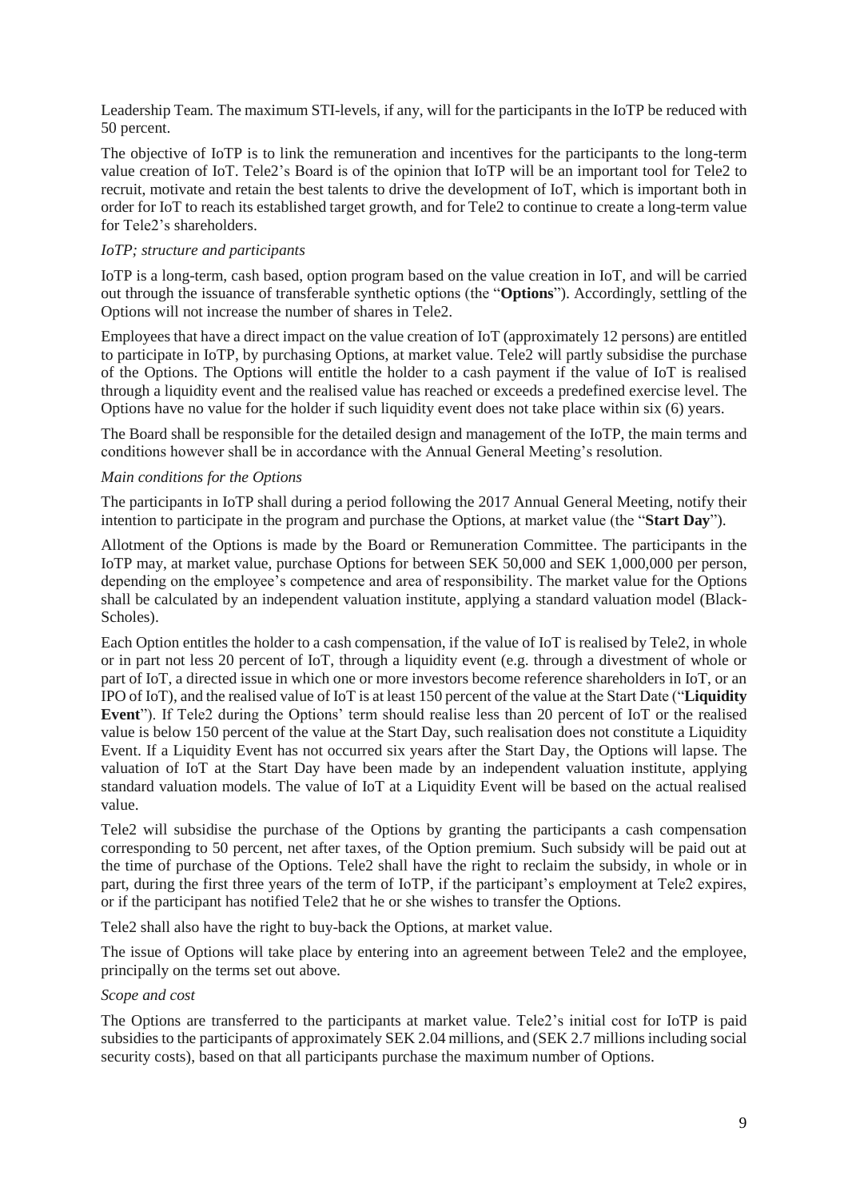Leadership Team. The maximum STI-levels, if any, will for the participants in the IoTP be reduced with 50 percent.

The objective of IoTP is to link the remuneration and incentives for the participants to the long-term value creation of IoT. Tele2's Board is of the opinion that IoTP will be an important tool for Tele2 to recruit, motivate and retain the best talents to drive the development of IoT, which is important both in order for IoT to reach its established target growth, and for Tele2 to continue to create a long-term value for Tele2's shareholders.

*IoTP; structure and participants*

IoTP is a long-term, cash based, option program based on the value creation in IoT, and will be carried out through the issuance of transferable synthetic options (the "**Options**"). Accordingly, settling of the Options will not increase the number of shares in Tele2.

Employees that have a direct impact on the value creation of IoT (approximately 12 persons) are entitled to participate in IoTP, by purchasing Options, at market value. Tele2 will partly subsidise the purchase of the Options. The Options will entitle the holder to a cash payment if the value of IoT is realised through a liquidity event and the realised value has reached or exceeds a predefined exercise level. The Options have no value for the holder if such liquidity event does not take place within six (6) years.

The Board shall be responsible for the detailed design and management of the IoTP, the main terms and conditions however shall be in accordance with the Annual General Meeting's resolution.

*Main conditions for the Options*

The participants in IoTP shall during a period following the 2017 Annual General Meeting, notify their intention to participate in the program and purchase the Options, at market value (the "**Start Day**").

Allotment of the Options is made by the Board or Remuneration Committee. The participants in the IoTP may, at market value, purchase Options for between SEK 50,000 and SEK 1,000,000 per person, depending on the employee's competence and area of responsibility. The market value for the Options shall be calculated by an independent valuation institute, applying a standard valuation model (Black-Scholes).

Each Option entitles the holder to a cash compensation, if the value of IoT is realised by Tele2, in whole or in part not less 20 percent of IoT, through a liquidity event (e.g. through a divestment of whole or part of IoT, a directed issue in which one or more investors become reference shareholders in IoT, or an IPO of IoT), and the realised value of IoT is at least 150 percent of the value at the Start Date ("**Liquidity Event**"). If Tele2 during the Options' term should realise less than 20 percent of IoT or the realised value is below 150 percent of the value at the Start Day, such realisation does not constitute a Liquidity Event. If a Liquidity Event has not occurred six years after the Start Day, the Options will lapse. The valuation of IoT at the Start Day have been made by an independent valuation institute, applying standard valuation models. The value of IoT at a Liquidity Event will be based on the actual realised value.

Tele2 will subsidise the purchase of the Options by granting the participants a cash compensation corresponding to 50 percent, net after taxes, of the Option premium. Such subsidy will be paid out at the time of purchase of the Options. Tele2 shall have the right to reclaim the subsidy, in whole or in part, during the first three years of the term of IoTP, if the participant's employment at Tele2 expires, or if the participant has notified Tele2 that he or she wishes to transfer the Options.

Tele2 shall also have the right to buy-back the Options, at market value.

The issue of Options will take place by entering into an agreement between Tele2 and the employee, principally on the terms set out above.

*Scope and cost*

The Options are transferred to the participants at market value. Tele2's initial cost for IoTP is paid subsidies to the participants of approximately SEK 2.04 millions, and (SEK 2.7 millions including social security costs), based on that all participants purchase the maximum number of Options.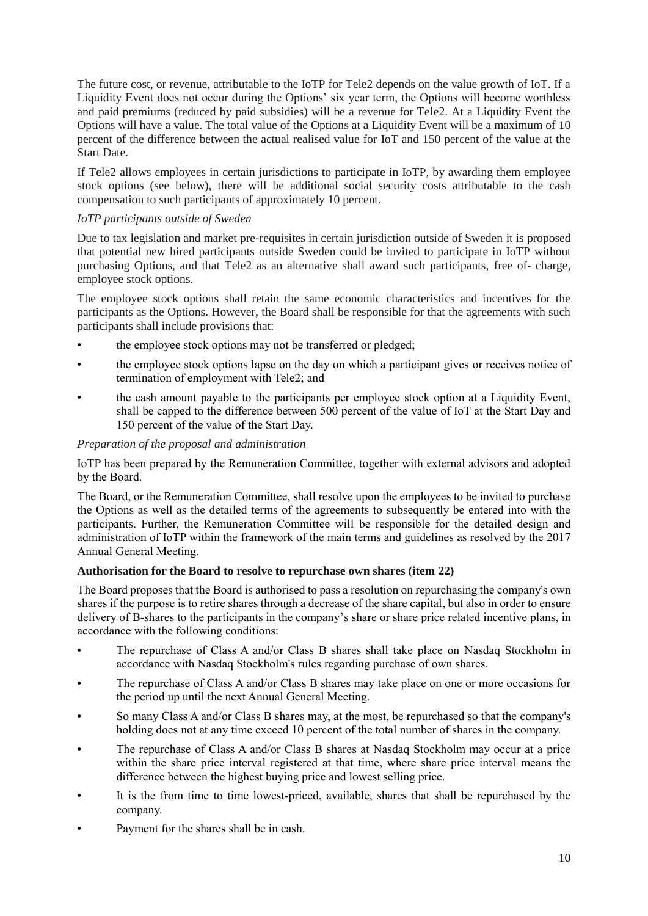The future cost, or revenue, attributable to the IoTP for Tele2 depends on the value growth of IoT. If a Liquidity Event does not occur during the Options' six year term, the Options will become worthless and paid premiums (reduced by paid subsidies) will be a revenue for Tele2. At a Liquidity Event the Options will have a value. The total value of the Options at a Liquidity Event will be a maximum of 10 percent of the difference between the actual realised value for IoT and 150 percent of the value at the Start Date.

If Tele2 allows employees in certain jurisdictions to participate in IoTP, by awarding them employee stock options (see below), there will be additional social security costs attributable to the cash compensation to such participants of approximately 10 percent.

*IoTP participants outside of Sweden*

Due to tax legislation and market pre-requisites in certain jurisdiction outside of Sweden it is proposed that potential new hired participants outside Sweden could be invited to participate in IoTP without purchasing Options, and that Tele2 as an alternative shall award such participants, free of- charge, employee stock options.

The employee stock options shall retain the same economic characteristics and incentives for the participants as the Options. However, the Board shall be responsible for that the agreements with such participants shall include provisions that:

- the employee stock options may not be transferred or pledged;
- the employee stock options lapse on the day on which a participant gives or receives notice of termination of employment with Tele2; and
- the cash amount payable to the participants per employee stock option at a Liquidity Event, shall be capped to the difference between 500 percent of the value of IoT at the Start Day and 150 percent of the value of the Start Day.

*Preparation of the proposal and administration*

IoTP has been prepared by the Remuneration Committee, together with external advisors and adopted by the Board.

The Board, or the Remuneration Committee, shall resolve upon the employees to be invited to purchase the Options as well as the detailed terms of the agreements to subsequently be entered into with the participants. Further, the Remuneration Committee will be responsible for the detailed design and administration of IoTP within the framework of the main terms and guidelines as resolved by the 2017 Annual General Meeting.

**Authorisation for the Board to resolve to repurchase own shares (item 22)**

The Board proposes that the Board is authorised to pass a resolution on repurchasing the company's own shares if the purpose is to retire shares through a decrease of the share capital, but also in order to ensure delivery of B-shares to the participants in the company's share or share price related incentive plans, in accordance with the following conditions:

- The repurchase of Class A and/or Class B shares shall take place on Nasdaq Stockholm in accordance with Nasdaq Stockholm's rules regarding purchase of own shares.
- The repurchase of Class A and/or Class B shares may take place on one or more occasions for the period up until the next Annual General Meeting.
- So many Class A and/or Class B shares may, at the most, be repurchased so that the company's holding does not at any time exceed 10 percent of the total number of shares in the company.
- The repurchase of Class A and/or Class B shares at Nasdaq Stockholm may occur at a price within the share price interval registered at that time, where share price interval means the difference between the highest buying price and lowest selling price.
- It is the from time to time lowest-priced, available, shares that shall be repurchased by the company.
- Payment for the shares shall be in cash.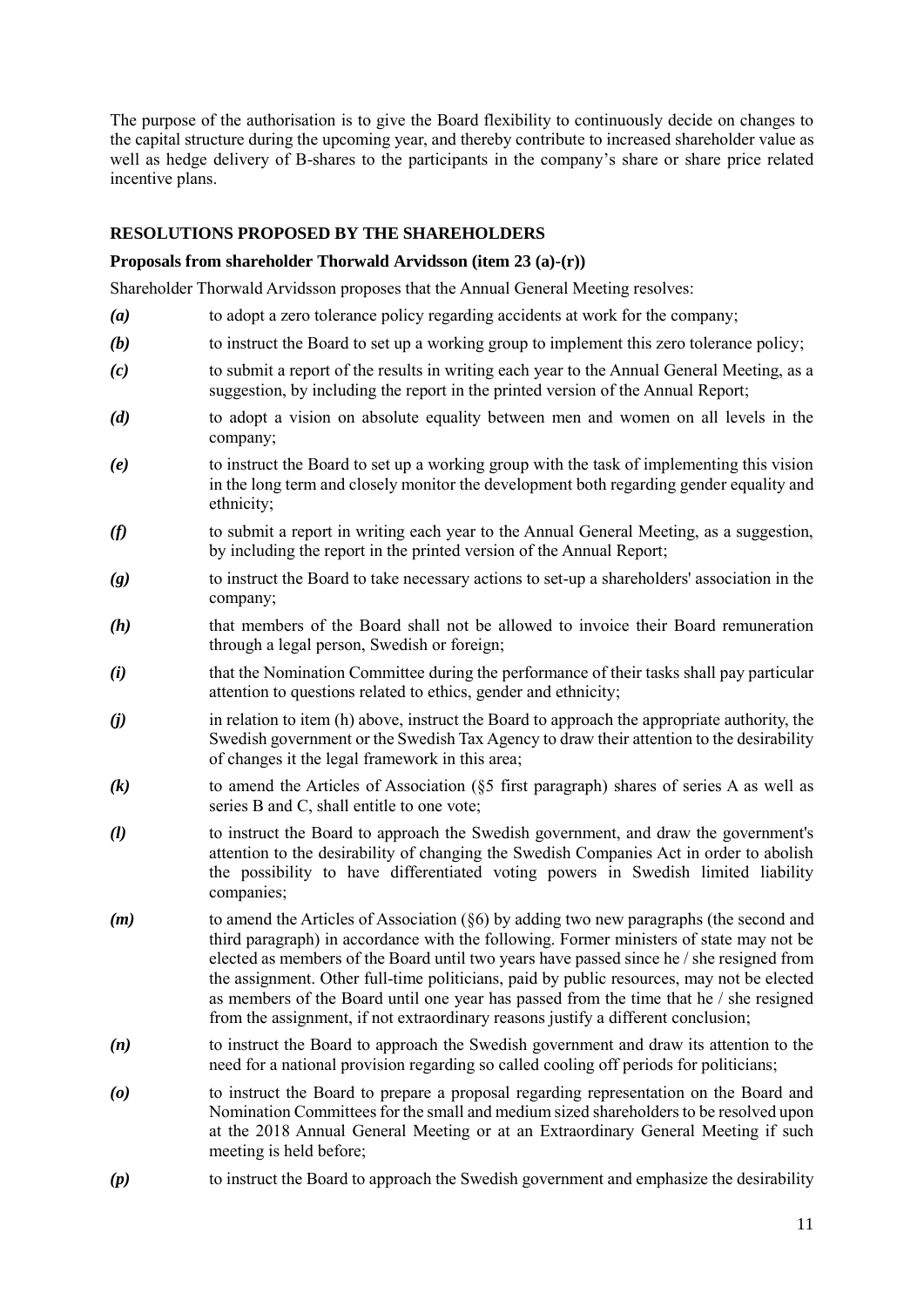The purpose of the authorisation is to give the Board flexibility to continuously decide on changes to the capital structure during the upcoming year, and thereby contribute to increased shareholder value as well as hedge delivery of B-shares to the participants in the company's share or share price related incentive plans.

## RESOLUTIONS PROPOSED BY THE SHAREHOLDERS

### Proposals from shareholder Thorwald Arvidsson (item 23 (a)-(r))

Shareholder Thorwald Arvidsson proposes that the Annual General Meeting resolves:

***(a)*** to adopt a zero tolerance policy regarding accidents at work for the company;

***(b)*** to instruct the Board to set up a working group to implement this zero tolerance policy;

***(c)*** to submit a report of the results in writing each year to the Annual General Meeting, as a suggestion, by including the report in the printed version of the Annual Report;

***(d)*** to adopt a vision on absolute equality between men and women on all levels in the company;

***(e)*** to instruct the Board to set up a working group with the task of implementing this vision in the long term and closely monitor the development both regarding gender equality and ethnicity;

***(f)*** to submit a report in writing each year to the Annual General Meeting, as a suggestion, by including the report in the printed version of the Annual Report;

***(g)*** to instruct the Board to take necessary actions to set-up a shareholders' association in the company;

***(h)*** that members of the Board shall not be allowed to invoice their Board remuneration through a legal person, Swedish or foreign;

***(i)*** that the Nomination Committee during the performance of their tasks shall pay particular attention to questions related to ethics, gender and ethnicity;

***(j)*** in relation to item (h) above, instruct the Board to approach the appropriate authority, the Swedish government or the Swedish Tax Agency to draw their attention to the desirability of changes it the legal framework in this area;

***(k)*** to amend the Articles of Association (§5 first paragraph) shares of series A as well as series B and C, shall entitle to one vote;

***(l)*** to instruct the Board to approach the Swedish government, and draw the government's attention to the desirability of changing the Swedish Companies Act in order to abolish the possibility to have differentiated voting powers in Swedish limited liability companies;

***(m)*** to amend the Articles of Association (§6) by adding two new paragraphs (the second and third paragraph) in accordance with the following. Former ministers of state may not be elected as members of the Board until two years have passed since he / she resigned from the assignment. Other full-time politicians, paid by public resources, may not be elected as members of the Board until one year has passed from the time that he / she resigned from the assignment, if not extraordinary reasons justify a different conclusion;

***(n)*** to instruct the Board to approach the Swedish government and draw its attention to the need for a national provision regarding so called cooling off periods for politicians;

***(o)*** to instruct the Board to prepare a proposal regarding representation on the Board and Nomination Committees for the small and medium sized shareholders to be resolved upon at the 2018 Annual General Meeting or at an Extraordinary General Meeting if such meeting is held before;

***(p)*** to instruct the Board to approach the Swedish government and emphasize the desirability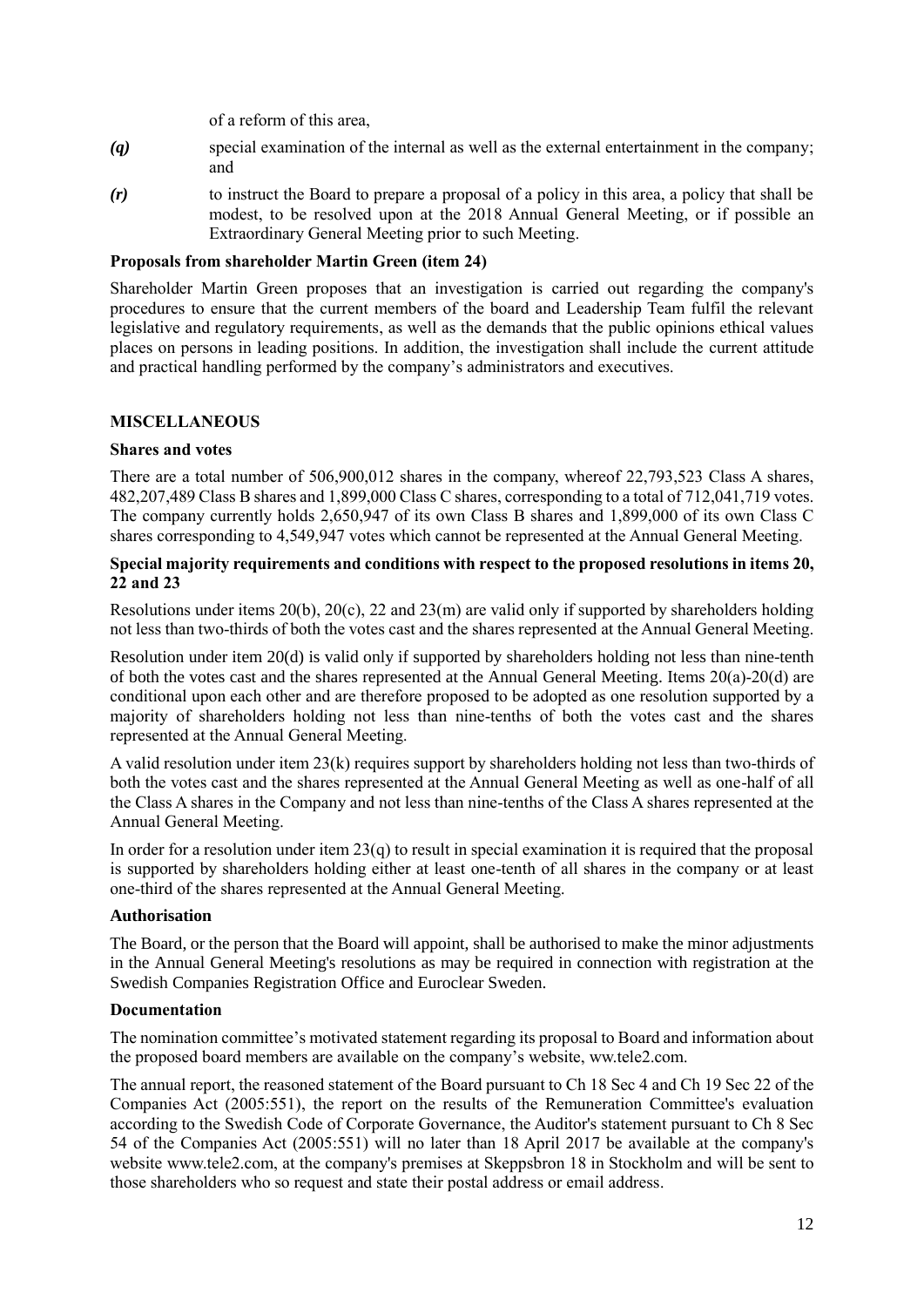of a reform of this area,

***(q)*** special examination of the internal as well as the external entertainment in the company; and

***(r)*** to instruct the Board to prepare a proposal of a policy in this area, a policy that shall be modest, to be resolved upon at the 2018 Annual General Meeting, or if possible an Extraordinary General Meeting prior to such Meeting.

**Proposals from shareholder Martin Green (item 24)**

Shareholder Martin Green proposes that an investigation is carried out regarding the company's procedures to ensure that the current members of the board and Leadership Team fulfil the relevant legislative and regulatory requirements, as well as the demands that the public opinions ethical values places on persons in leading positions. In addition, the investigation shall include the current attitude and practical handling performed by the company's administrators and executives.

## MISCELLANEOUS

**Shares and votes**

There are a total number of 506,900,012 shares in the company, whereof 22,793,523 Class A shares, 482,207,489 Class B shares and 1,899,000 Class C shares, corresponding to a total of 712,041,719 votes. The company currently holds 2,650,947 of its own Class B shares and 1,899,000 of its own Class C shares corresponding to 4,549,947 votes which cannot be represented at the Annual General Meeting.

**Special majority requirements and conditions with respect to the proposed resolutions in items 20, 22 and 23**

Resolutions under items 20(b), 20(c), 22 and 23(m) are valid only if supported by shareholders holding not less than two-thirds of both the votes cast and the shares represented at the Annual General Meeting.

Resolution under item 20(d) is valid only if supported by shareholders holding not less than nine-tenth of both the votes cast and the shares represented at the Annual General Meeting. Items 20(a)-20(d) are conditional upon each other and are therefore proposed to be adopted as one resolution supported by a majority of shareholders holding not less than nine-tenths of both the votes cast and the shares represented at the Annual General Meeting.

A valid resolution under item 23(k) requires support by shareholders holding not less than two-thirds of both the votes cast and the shares represented at the Annual General Meeting as well as one-half of all the Class A shares in the Company and not less than nine-tenths of the Class A shares represented at the Annual General Meeting.

In order for a resolution under item 23(q) to result in special examination it is required that the proposal is supported by shareholders holding either at least one-tenth of all shares in the company or at least one-third of the shares represented at the Annual General Meeting.

**Authorisation**

The Board, or the person that the Board will appoint, shall be authorised to make the minor adjustments in the Annual General Meeting's resolutions as may be required in connection with registration at the Swedish Companies Registration Office and Euroclear Sweden.

**Documentation**

The nomination committee's motivated statement regarding its proposal to Board and information about the proposed board members are available on the company's website, ww.tele2.com.

The annual report, the reasoned statement of the Board pursuant to Ch 18 Sec 4 and Ch 19 Sec 22 of the Companies Act (2005:551), the report on the results of the Remuneration Committee's evaluation according to the Swedish Code of Corporate Governance, the Auditor's statement pursuant to Ch 8 Sec 54 of the Companies Act (2005:551) will no later than 18 April 2017 be available at the company's website www.tele2.com, at the company's premises at Skeppsbron 18 in Stockholm and will be sent to those shareholders who so request and state their postal address or email address.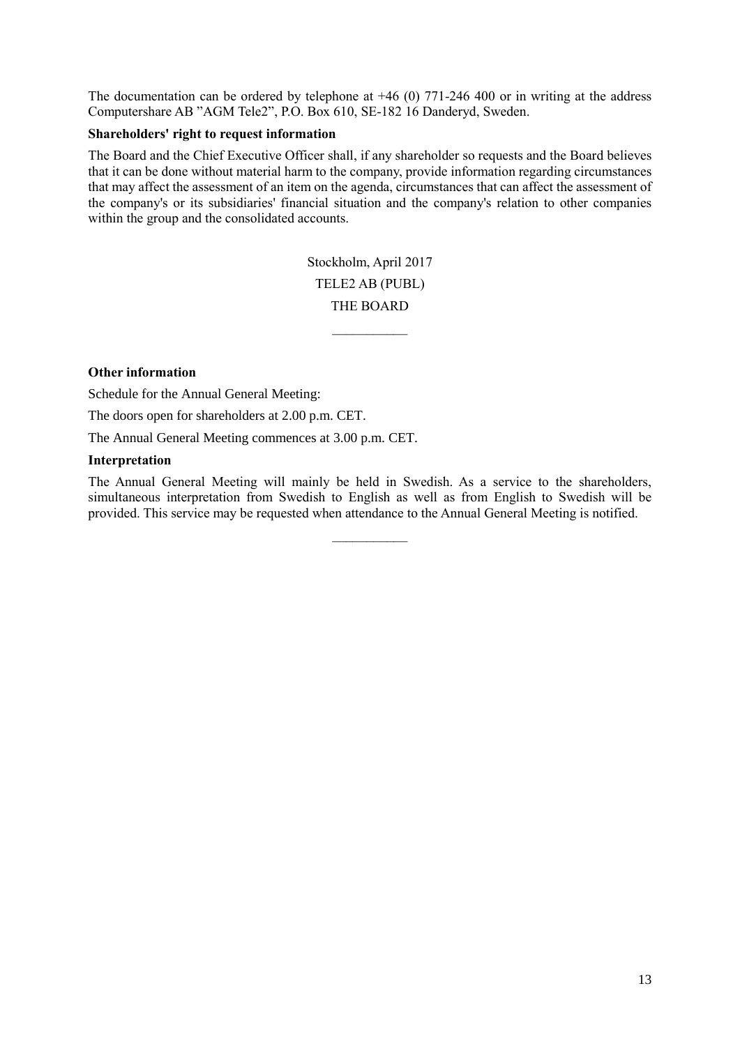The documentation can be ordered by telephone at +46 (0) 771-246 400 or in writing at the address Computershare AB ”AGM Tele2”, P.O. Box 610, SE-182 16 Danderyd, Sweden.

**Shareholders' right to request information**

The Board and the Chief Executive Officer shall, if any shareholder so requests and the Board believes that it can be done without material harm to the company, provide information regarding circumstances that may affect the assessment of an item on the agenda, circumstances that can affect the assessment of the company's or its subsidiaries' financial situation and the company's relation to other companies within the group and the consolidated accounts.

Stockholm, April 2017

TELE2 AB (PUBL)

THE BOARD

\_\_\_\_\_\_\_\_\_\_\_

**Other information**

Schedule for the Annual General Meeting:

The doors open for shareholders at 2.00 p.m. CET.

The Annual General Meeting commences at 3.00 p.m. CET.

**Interpretation**

The Annual General Meeting will mainly be held in Swedish. As a service to the shareholders, simultaneous interpretation from Swedish to English as well as from English to Swedish will be provided. This service may be requested when attendance to the Annual General Meeting is notified.

\_\_\_\_\_\_\_\_\_\_\_